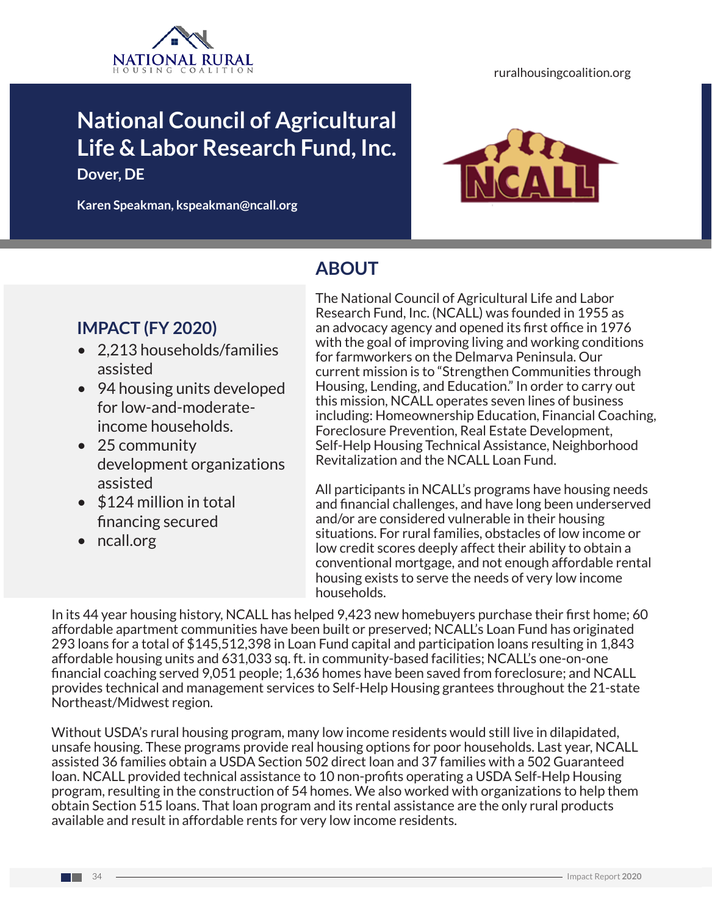ruralhousingcoalition.org

# National Council of Agricultural Life & Labor Research Fund, Inc.

**Dover, DE**

**Karen Speakman, kspeakman@ncall.org**

## IMPACT (FY 2020)

- 2,213 households/families assisted
- 94 housing units developed for low-and-moderate-income households.
- 25 community development organizations assisted
- $124 million in total financing secured
- ncall.org

## ABOUT

The National Council of Agricultural Life and Labor Research Fund, Inc. (NCALL) was founded in 1955 as an advocacy agency and opened its first office in 1976 with the goal of improving living and working conditions for farmworkers on the Delmarva Peninsula. Our current mission is to "Strengthen Communities through Housing, Lending, and Education." In order to carry out this mission, NCALL operates seven lines of business including: Homeownership Education, Financial Coaching, Foreclosure Prevention, Real Estate Development, Self-Help Housing Technical Assistance, Neighborhood Revitalization and the NCALL Loan Fund.

All participants in NCALL's programs have housing needs and financial challenges, and have long been underserved and/or are considered vulnerable in their housing situations. For rural families, obstacles of low income or low credit scores deeply affect their ability to obtain a conventional mortgage, and not enough affordable rental housing exists to serve the needs of very low income households.

In its 44 year housing history, NCALL has helped 9,423 new homebuyers purchase their first home; 60 affordable apartment communities have been built or preserved; NCALL's Loan Fund has originated 293 loans for a total of $145,512,398 in Loan Fund capital and participation loans resulting in 1,843 affordable housing units and 631,033 sq. ft. in community-based facilities; NCALL's one-on-one financial coaching served 9,051 people; 1,636 homes have been saved from foreclosure; and NCALL provides technical and management services to Self-Help Housing grantees throughout the 21-state Northeast/Midwest region.

Without USDA's rural housing program, many low income residents would still live in dilapidated, unsafe housing. These programs provide real housing options for poor households. Last year, NCALL assisted 36 families obtain a USDA Section 502 direct loan and 37 families with a 502 Guaranteed loan. NCALL provided technical assistance to 10 non-profits operating a USDA Self-Help Housing program, resulting in the construction of 54 homes. We also worked with organizations to help them obtain Section 515 loans. That loan program and its rental assistance are the only rural products available and result in affordable rents for very low income residents.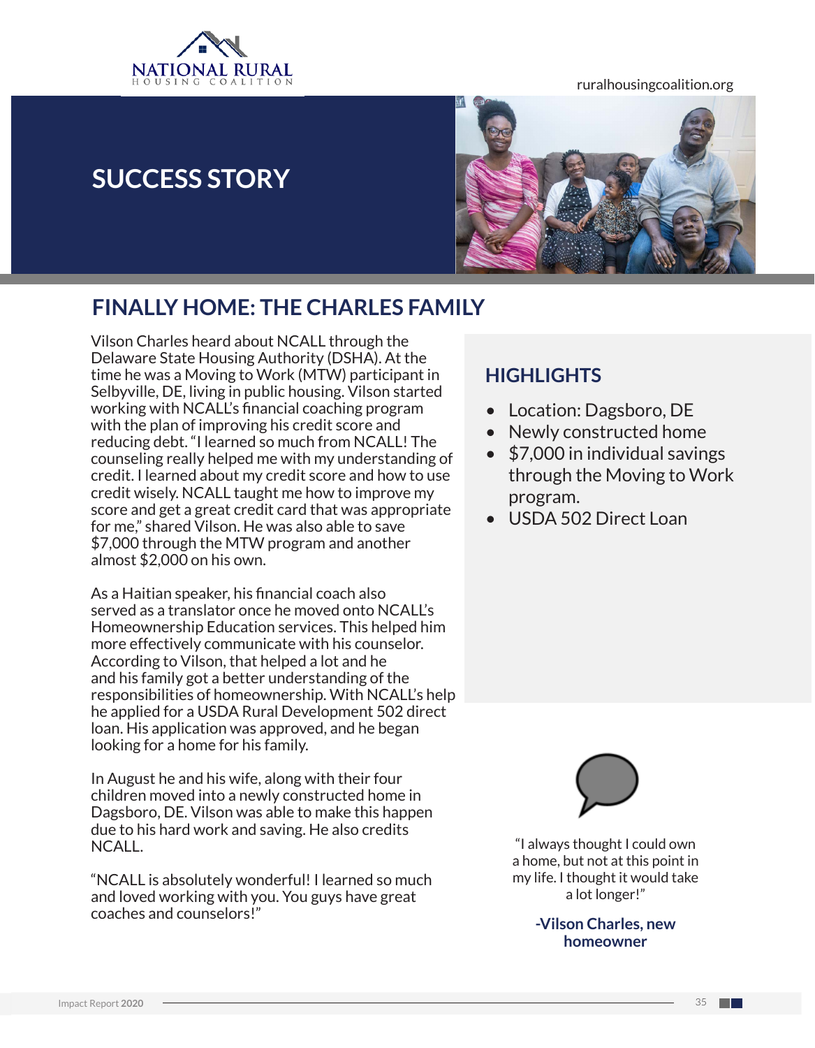NATIONAL RURAL HOUSING COALITION

ruralhousingcoalition.org

## SUCCESS STORY

## FINALLY HOME: THE CHARLES FAMILY

Vilson Charles heard about NCALL through the Delaware State Housing Authority (DSHA). At the time he was a Moving to Work (MTW) participant in Selbyville, DE, living in public housing. Vilson started working with NCALL's financial coaching program with the plan of improving his credit score and reducing debt. "I learned so much from NCALL! The counseling really helped me with my understanding of credit. I learned about my credit score and how to use credit wisely. NCALL taught me how to improve my score and get a great credit card that was appropriate for me," shared Vilson. He was also able to save $7,000 through the MTW program and another almost $2,000 on his own.

As a Haitian speaker, his financial coach also served as a translator once he moved onto NCALL's Homeownership Education services. This helped him more effectively communicate with his counselor. According to Vilson, that helped a lot and he and his family got a better understanding of the responsibilities of homeownership. With NCALL's help he applied for a USDA Rural Development 502 direct loan. His application was approved, and he began looking for a home for his family.

In August he and his wife, along with their four children moved into a newly constructed home in Dagsboro, DE. Vilson was able to make this happen due to his hard work and saving. He also credits NCALL.

"NCALL is absolutely wonderful! I learned so much and loved working with you. You guys have great coaches and counselors!"

### HIGHLIGHTS

- Location: Dagsboro, DE
- Newly constructed home
- $7,000 in individual savings through the Moving to Work program.
- USDA 502 Direct Loan

"I always thought I could own a home, but not at this point in my life. I thought it would take a lot longer!"

**-Vilson Charles, new homeowner**